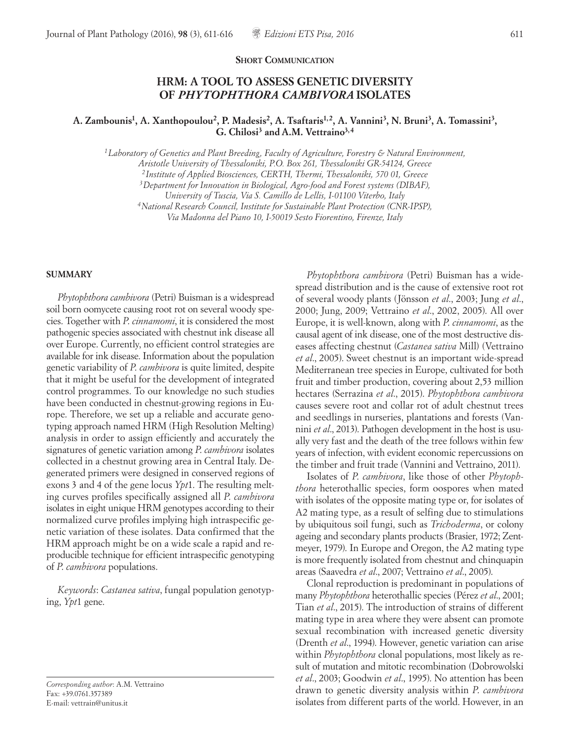**Short Communication**

# HRM: A TOOL TO ASSESS GENETIC DIVERSITY OF *PHYTOPHTHORA CAMBIVORA* ISOLATES

**A. Zambounis[1], A. Xanthopoulou[2], P. Madesis[2], A. Tsaftaris[1,2], A. Vannini[3], N. Bruni[3], A. Tomassini[3], G. Chilosi[3] and A.M. Vettraino[3,4]**

*[1] Laboratory of Genetics and Plant Breeding, Faculty of Agriculture, Forestry & Natural Environment, Aristotle University of Thessaloniki, P.O. Box 261, Thessaloniki GR-54124, Greece*
*[2] Institute of Applied Biosciences, CERTH, Thermi, Thessaloniki, 570 01, Greece*
*[3] Department for Innovation in Biological, Agro-food and Forest systems (DIBAF), University of Tuscia, Via S. Camillo de Lellis, I-01100 Viterbo, Italy*
*[4] National Research Council, Institute for Sustainable Plant Protection (CNR-IPSP), Via Madonna del Piano 10, I-50019 Sesto Fiorentino, Firenze, Italy*

## SUMMARY

*Phytophthora cambivora* (Petri) Buisman is a widespread soil born oomycete causing root rot on several woody species. Together with *P. cinnamomi*, it is considered the most pathogenic species associated with chestnut ink disease all over Europe. Currently, no efficient control strategies are available for ink disease. Information about the population genetic variability of *P. cambivora* is quite limited, despite that it might be useful for the development of integrated control programmes. To our knowledge no such studies have been conducted in chestnut-growing regions in Europe. Therefore, we set up a reliable and accurate genotyping approach named HRM (High Resolution Melting) analysis in order to assign efficiently and accurately the signatures of genetic variation among *P. cambivora* isolates collected in a chestnut growing area in Central Italy. Degenerated primers were designed in conserved regions of exons 3 and 4 of the gene locus *Ypt*1. The resulting melting curves profiles specifically assigned all *P. cambivora* isolates in eight unique HRM genotypes according to their normalized curve profiles implying high intraspecific genetic variation of these isolates. Data confirmed that the HRM approach might be on a wide scale a rapid and reproducible technique for efficient intraspecific genotyping of *P. cambivora* populations.

*Keywords*: *Castanea sativa*, fungal population genotyping, *Ypt*1 gene.

*Corresponding author*: A.M. Vettraino
Fax: +39.0761.357389
E-mail: vettrain@unitus.it

*Phytophthora cambivora* (Petri) Buisman has a widespread distribution and is the cause of extensive root rot of several woody plants (Jönsson *et al*., 2003; Jung *et al*., 2000; Jung, 2009; Vettraino *et al*., 2002, 2005). All over Europe, it is well-known, along with *P. cinnamomi*, as the causal agent of ink disease, one of the most destructive diseases affecting chestnut (*Castanea sativa* Mill) (Vettraino *et al*., 2005). Sweet chestnut is an important wide-spread Mediterranean tree species in Europe, cultivated for both fruit and timber production, covering about 2,53 million hectares (Serrazina *et al*., 2015). *Phytophthora cambivora* causes severe root and collar rot of adult chestnut trees and seedlings in nurseries, plantations and forests (Vannini *et al*., 2013). Pathogen development in the host is usually very fast and the death of the tree follows within few years of infection, with evident economic repercussions on the timber and fruit trade (Vannini and Vettraino, 2011).

Isolates of *P. cambivora*, like those of other *Phytophthora* heterothallic species, form oospores when mated with isolates of the opposite mating type or, for isolates of A2 mating type, as a result of selfing due to stimulations by ubiquitous soil fungi, such as *Trichoderma*, or colony ageing and secondary plants products (Brasier, 1972; Zentmeyer, 1979). In Europe and Oregon, the A2 mating type is more frequently isolated from chestnut and chinquapin areas (Saavedra *et al*., 2007; Vettraino *et al*., 2005).

Clonal reproduction is predominant in populations of many *Phytophthora* heterothallic species (Pérez *et al*., 2001; Tian *et al*., 2015). The introduction of strains of different mating type in area where they were absent can promote sexual recombination with increased genetic diversity (Drenth *et al*., 1994). However, genetic variation can arise within *Phytophthora* clonal populations, most likely as result of mutation and mitotic recombination (Dobrowolski *et al*., 2003; Goodwin *et al*., 1995). No attention has been drawn to genetic diversity analysis within *P. cambivora* isolates from different parts of the world. However, in an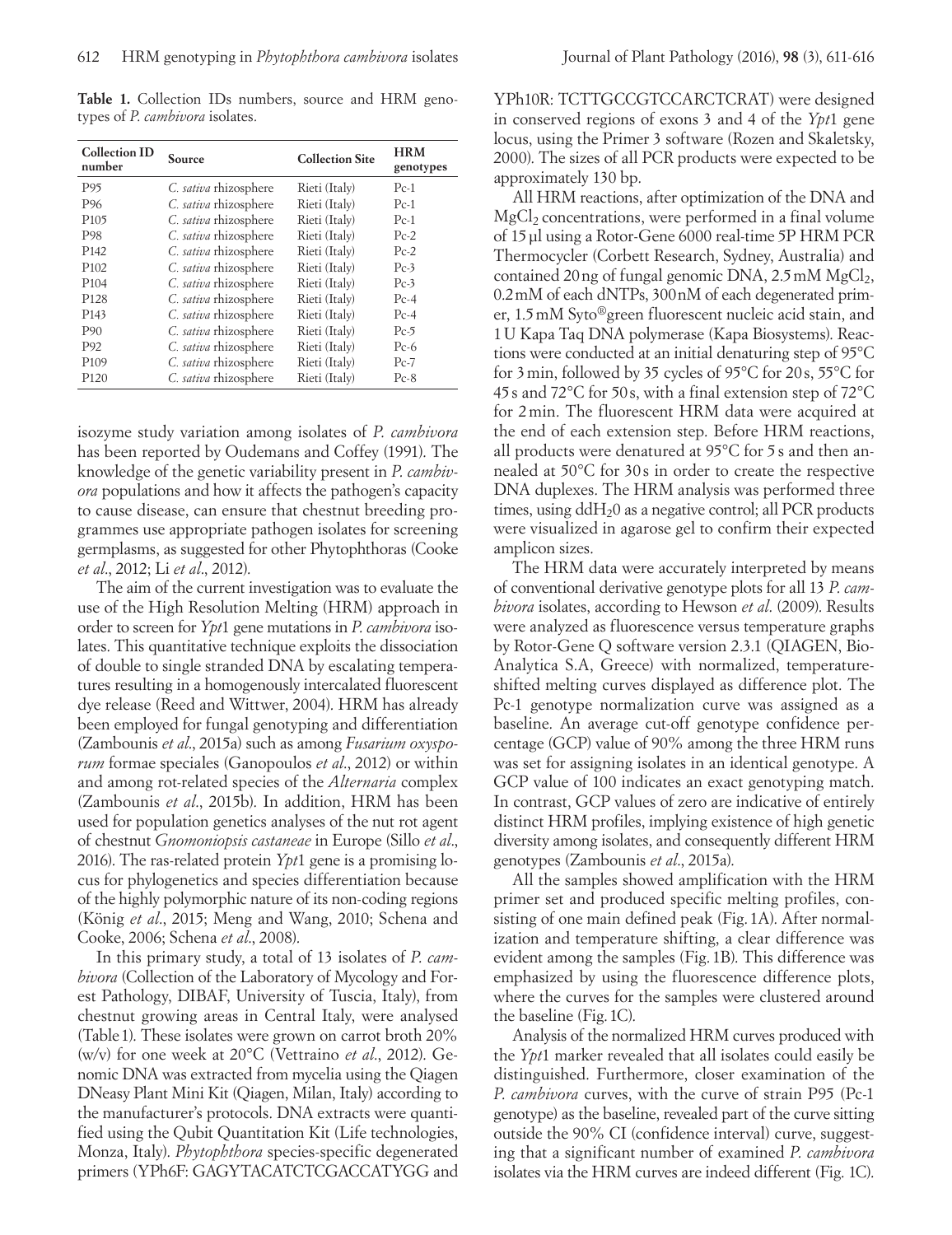**Table 1.** Collection IDs numbers, source and HRM genotypes of *P. cambivora* isolates.

| Collection ID number | Source | Collection Site | HRM genotypes |
|---|---|---|---|
| P95 | *C. sativa* rhizosphere | Rieti (Italy) | Pc-1 |
| P96 | *C. sativa* rhizosphere | Rieti (Italy) | Pc-1 |
| P105 | *C. sativa* rhizosphere | Rieti (Italy) | Pc-1 |
| P98 | *C. sativa* rhizosphere | Rieti (Italy) | Pc-2 |
| P142 | *C. sativa* rhizosphere | Rieti (Italy) | Pc-2 |
| P102 | *C. sativa* rhizosphere | Rieti (Italy) | Pc-3 |
| P104 | *C. sativa* rhizosphere | Rieti (Italy) | Pc-3 |
| P128 | *C. sativa* rhizosphere | Rieti (Italy) | Pc-4 |
| P143 | *C. sativa* rhizosphere | Rieti (Italy) | Pc-4 |
| P90 | *C. sativa* rhizosphere | Rieti (Italy) | Pc-5 |
| P92 | *C. sativa* rhizosphere | Rieti (Italy) | Pc-6 |
| P109 | *C. sativa* rhizosphere | Rieti (Italy) | Pc-7 |
| P120 | *C. sativa* rhizosphere | Rieti (Italy) | Pc-8 |

isozyme study variation among isolates of *P. cambivora* has been reported by Oudemans and Coffey (1991). The knowledge of the genetic variability present in *P. cambivora* populations and how it affects the pathogen's capacity to cause disease, can ensure that chestnut breeding programmes use appropriate pathogen isolates for screening germplasms, as suggested for other Phytophthoras (Cooke *et al*., 2012; Li *et al*., 2012).

The aim of the current investigation was to evaluate the use of the High Resolution Melting (HRM) approach in order to screen for *Ypt*1 gene mutations in *P. cambivora* isolates. This quantitative technique exploits the dissociation of double to single stranded DNA by escalating temperatures resulting in a homogenously intercalated fluorescent dye release (Reed and Wittwer, 2004). HRM has already been employed for fungal genotyping and differentiation (Zambounis *et al*., 2015a) such as among *Fusarium oxysporum* formae speciales (Ganopoulos *et al*., 2012) or within and among rot-related species of the *Alternaria* complex (Zambounis *et al*., 2015b). In addition, HRM has been used for population genetics analyses of the nut rot agent of chestnut *Gnomoniopsis castaneae* in Europe (Sillo *et al*., 2016). The ras-related protein *Ypt*1 gene is a promising locus for phylogenetics and species differentiation because of the highly polymorphic nature of its non-coding regions (König *et al*., 2015; Meng and Wang, 2010; Schena and Cooke, 2006; Schena *et al*., 2008).

In this primary study, a total of 13 isolates of *P. cambivora* (Collection of the Laboratory of Mycology and Forest Pathology, DIBAF, University of Tuscia, Italy), from chestnut growing areas in Central Italy, were analysed (Table 1). These isolates were grown on carrot broth 20% (w/v) for one week at 20°C (Vettraino *et al*., 2012). Genomic DNA was extracted from mycelia using the Qiagen DNeasy Plant Mini Kit (Qiagen, Milan, Italy) according to the manufacturer's protocols. DNA extracts were quantified using the Qubit Quantitation Kit (Life technologies, Monza, Italy). *Phytophthora* species-specific degenerated primers (YPh6F: GAGYTACATCTCGACCATYGG and YPh10R: TCTTGCCGTCCARCTCRAT) were designed in conserved regions of exons 3 and 4 of the *Ypt*1 gene locus, using the Primer 3 software (Rozen and Skaletsky, 2000). The sizes of all PCR products were expected to be approximately 130 bp.

All HRM reactions, after optimization of the DNA and $MgCl_2$ concentrations, were performed in a final volume of 15 µl using a Rotor-Gene 6000 real-time 5P HRM PCR Thermocycler (Corbett Research, Sydney, Australia) and contained 20 ng of fungal genomic DNA, 2.5 mM $MgCl_2$, 0.2 mM of each dNTPs, 300 nM of each degenerated primer, 1.5 mM Syto®green fluorescent nucleic acid stain, and 1 U Kapa Taq DNA polymerase (Kapa Biosystems). Reactions were conducted at an initial denaturing step of 95°C for 3 min, followed by 35 cycles of 95°C for 20 s, 55°C for 45 s and 72°C for 50 s, with a final extension step of 72°C for 2 min. The fluorescent HRM data were acquired at the end of each extension step. Before HRM reactions, all products were denatured at 95°C for 5 s and then annealed at 50°C for 30 s in order to create the respective DNA duplexes. The HRM analysis was performed three times, using $ddH_20$ as a negative control; all PCR products were visualized in agarose gel to confirm their expected amplicon sizes.

The HRM data were accurately interpreted by means of conventional derivative genotype plots for all 13 *P. cambivora* isolates, according to Hewson *et al*. (2009). Results were analyzed as fluorescence versus temperature graphs by Rotor-Gene Q software version 2.3.1 (QIAGEN, Bio-Analytica S.A, Greece) with normalized, temperature-shifted melting curves displayed as difference plot. The Pc-1 genotype normalization curve was assigned as a baseline. An average cut-off genotype confidence percentage (GCP) value of 90% among the three HRM runs was set for assigning isolates in an identical genotype. A GCP value of 100 indicates an exact genotyping match. In contrast, GCP values of zero are indicative of entirely distinct HRM profiles, implying existence of high genetic diversity among isolates, and consequently different HRM genotypes (Zambounis *et al*., 2015a).

All the samples showed amplification with the HRM primer set and produced specific melting profiles, consisting of one main defined peak (Fig. 1A). After normalization and temperature shifting, a clear difference was evident among the samples (Fig. 1B). This difference was emphasized by using the fluorescence difference plots, where the curves for the samples were clustered around the baseline (Fig. 1C).

Analysis of the normalized HRM curves produced with the *Ypt*1 marker revealed that all isolates could easily be distinguished. Furthermore, closer examination of the *P. cambivora* curves, with the curve of strain P95 (Pc-1 genotype) as the baseline, revealed part of the curve sitting outside the 90% CI (confidence interval) curve, suggesting that a significant number of examined *P. cambivora* isolates via the HRM curves are indeed different (Fig. 1C).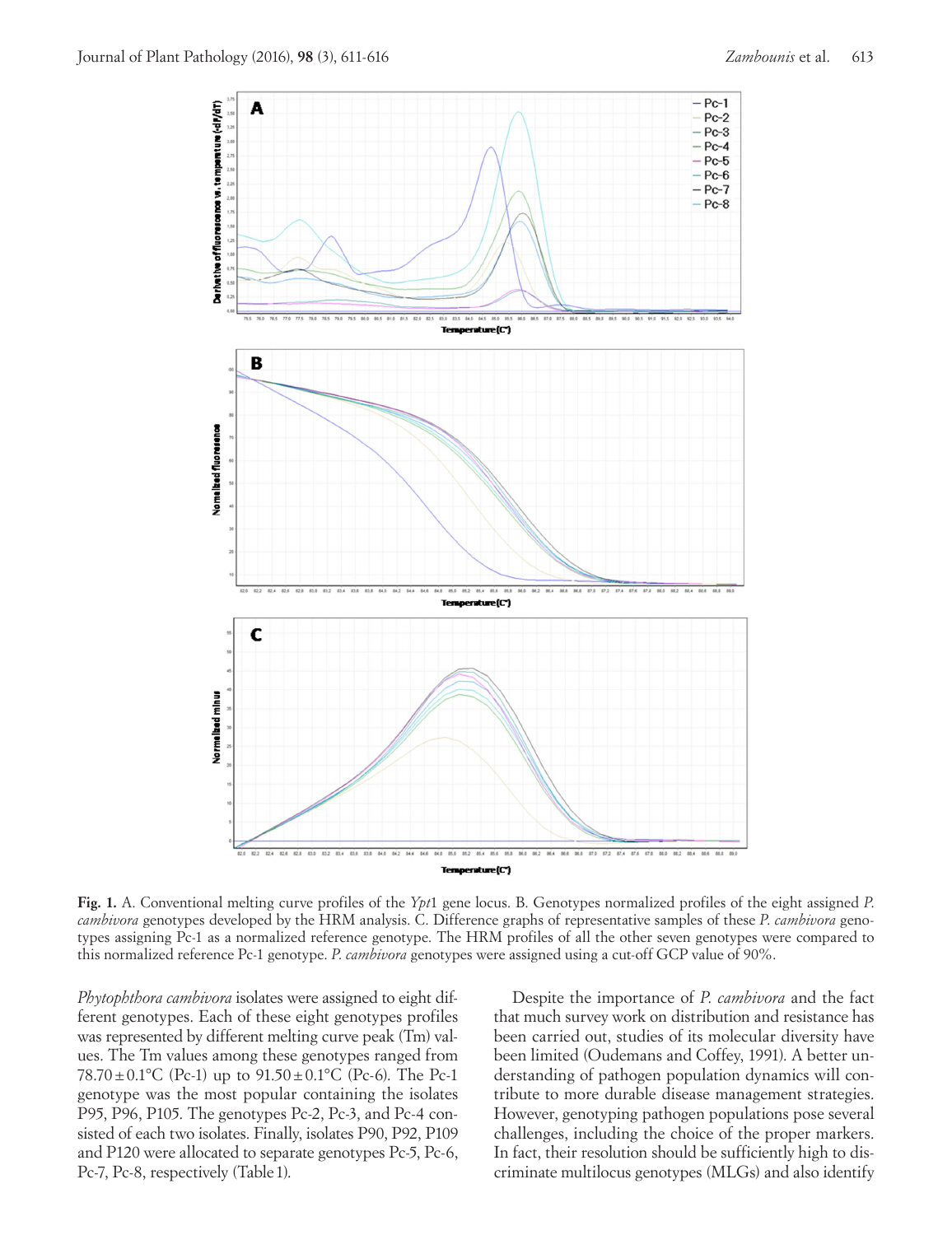**Fig. 1.** A. Conventional melting curve profiles of the *Ypt*1 gene locus. B. Genotypes normalized profiles of the eight assigned *P. cambivora* genotypes developed by the HRM analysis. C. Difference graphs of representative samples of these *P. cambivora* genotypes assigning Pc-1 as a normalized reference genotype. The HRM profiles of all the other seven genotypes were compared to this normalized reference Pc-1 genotype. *P. cambivora* genotypes were assigned using a cut-off GCP value of 90%.

*Phytophthora cambivora* isolates were assigned to eight different genotypes. Each of these eight genotypes profiles was represented by different melting curve peak (Tm) values. The Tm values among these genotypes ranged from 78.70 ± 0.1°C (Pc-1) up to 91.50 ± 0.1°C (Pc-6). The Pc-1 genotype was the most popular containing the isolates P95, P96, P105. The genotypes Pc-2, Pc-3, and Pc-4 consisted of each two isolates. Finally, isolates P90, P92, P109 and P120 were allocated to separate genotypes Pc-5, Pc-6, Pc-7, Pc-8, respectively (Table 1).

Despite the importance of *P. cambivora* and the fact that much survey work on distribution and resistance has been carried out, studies of its molecular diversity have been limited (Oudemans and Coffey, 1991). A better understanding of pathogen population dynamics will contribute to more durable disease management strategies. However, genotyping pathogen populations pose several challenges, including the choice of the proper markers. In fact, their resolution should be sufficiently high to discriminate multilocus genotypes (MLGs) and also identify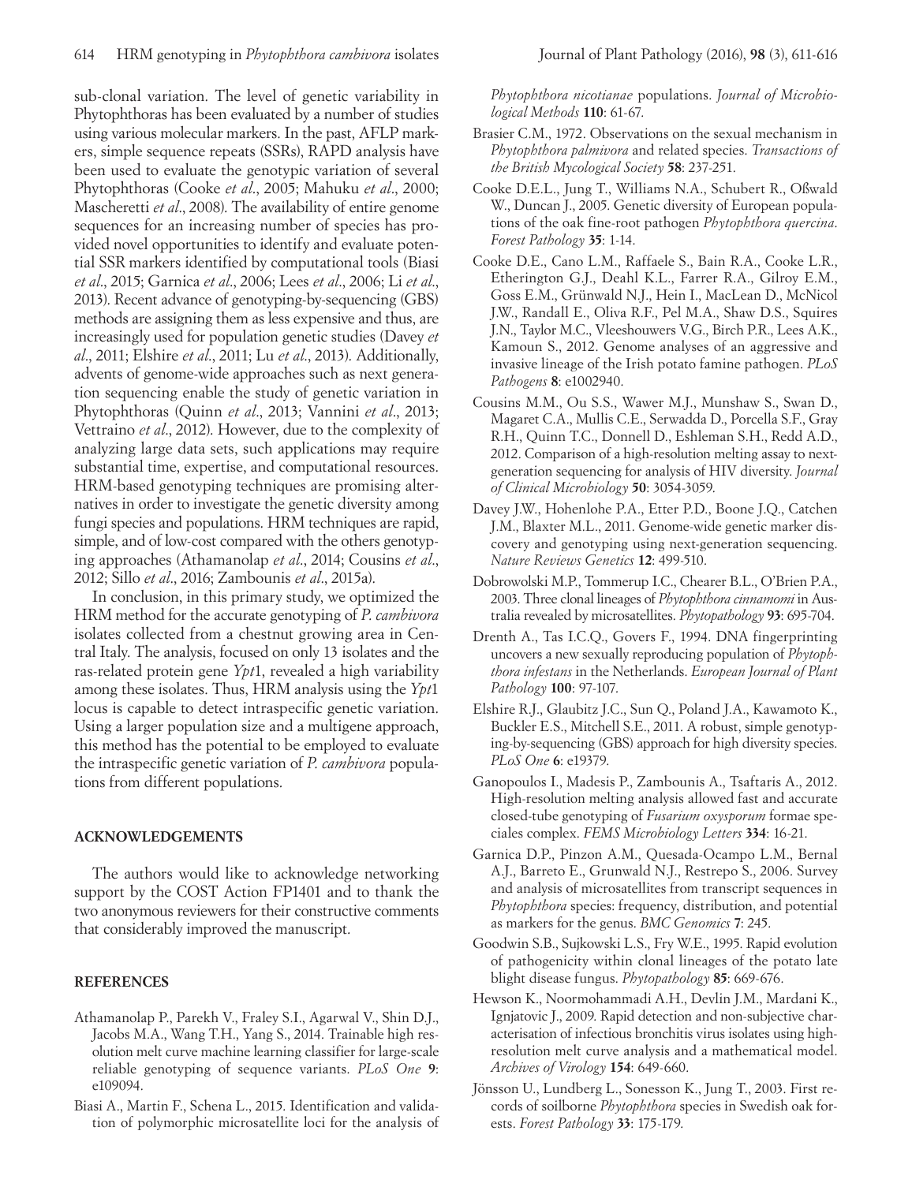sub-clonal variation. The level of genetic variability in Phytophthoras has been evaluated by a number of studies using various molecular markers. In the past, AFLP markers, simple sequence repeats (SSRs), RAPD analysis have been used to evaluate the genotypic variation of several Phytophthoras (Cooke *et al*., 2005; Mahuku *et al*., 2000; Mascheretti *et al*., 2008). The availability of entire genome sequences for an increasing number of species has provided novel opportunities to identify and evaluate potential SSR markers identified by computational tools (Biasi *et al*., 2015; Garnica *et al*., 2006; Lees *et al*., 2006; Li *et al*., 2013). Recent advance of genotyping-by-sequencing (GBS) methods are assigning them as less expensive and thus, are increasingly used for population genetic studies (Davey *et al*., 2011; Elshire *et al*., 2011; Lu *et al*., 2013). Additionally, advents of genome-wide approaches such as next generation sequencing enable the study of genetic variation in Phytophthoras (Quinn *et al*., 2013; Vannini *et al*., 2013; Vettraino *et al*., 2012). However, due to the complexity of analyzing large data sets, such applications may require substantial time, expertise, and computational resources. HRM-based genotyping techniques are promising alternatives in order to investigate the genetic diversity among fungi species and populations. HRM techniques are rapid, simple, and of low-cost compared with the others genotyping approaches (Athamanolap *et al*., 2014; Cousins *et al*., 2012; Sillo *et al*., 2016; Zambounis *et al*., 2015a).

In conclusion, in this primary study, we optimized the HRM method for the accurate genotyping of *P. cambivora* isolates collected from a chestnut growing area in Central Italy. The analysis, focused on only 13 isolates and the ras-related protein gene *Ypt*1, revealed a high variability among these isolates. Thus, HRM analysis using the *Ypt*1 locus is capable to detect intraspecific genetic variation. Using a larger population size and a multigene approach, this method has the potential to be employed to evaluate the intraspecific genetic variation of *P. cambivora* populations from different populations.

## ACKNOWLEDGEMENTS

The authors would like to acknowledge networking support by the COST Action FP1401 and to thank the two anonymous reviewers for their constructive comments that considerably improved the manuscript.

## REFERENCES

Athamanolap P., Parekh V., Fraley S.I., Agarwal V., Shin D.J., Jacobs M.A., Wang T.H., Yang S., 2014. Trainable high resolution melt curve machine learning classifier for large-scale reliable genotyping of sequence variants. *PLoS One* **9**: e109094.

Biasi A., Martin F., Schena L., 2015. Identification and validation of polymorphic microsatellite loci for the analysis of *Phytophthora nicotianae* populations. *Journal of Microbiological Methods* **110**: 61-67.

Brasier C.M., 1972. Observations on the sexual mechanism in *Phytophthora palmivora* and related species. *Transactions of the British Mycological Society* **58**: 237-251.

Cooke D.E.L., Jung T., Williams N.A., Schubert R., Oßwald W., Duncan J., 2005. Genetic diversity of European populations of the oak fine-root pathogen *Phytophthora quercina*. *Forest Pathology* **35**: 1-14.

Cooke D.E., Cano L.M., Raffaele S., Bain R.A., Cooke L.R., Etherington G.J., Deahl K.L., Farrer R.A., Gilroy E.M., Goss E.M., Grünwald N.J., Hein I., MacLean D., McNicol J.W., Randall E., Oliva R.F., Pel M.A., Shaw D.S., Squires J.N., Taylor M.C., Vleeshouwers V.G., Birch P.R., Lees A.K., Kamoun S., 2012. Genome analyses of an aggressive and invasive lineage of the Irish potato famine pathogen. *PLoS Pathogens* **8**: e1002940.

Cousins M.M., Ou S.S., Wawer M.J., Munshaw S., Swan D., Magaret C.A., Mullis C.E., Serwadda D., Porcella S.F., Gray R.H., Quinn T.C., Donnell D., Eshleman S.H., Redd A.D., 2012. Comparison of a high-resolution melting assay to next-generation sequencing for analysis of HIV diversity. *Journal of Clinical Microbiology* **50**: 3054-3059.

Davey J.W., Hohenlohe P.A., Etter P.D., Boone J.Q., Catchen J.M., Blaxter M.L., 2011. Genome-wide genetic marker discovery and genotyping using next-generation sequencing. *Nature Reviews Genetics* **12**: 499-510.

Dobrowolski M.P., Tommerup I.C., Chearer B.L., O'Brien P.A., 2003. Three clonal lineages of *Phytophthora cinnamomi* in Australia revealed by microsatellites. *Phytopathology* **93**: 695-704.

Drenth A., Tas I.C.Q., Govers F., 1994. DNA fingerprinting uncovers a new sexually reproducing population of *Phytophthora infestans* in the Netherlands. *European Journal of Plant Pathology* **100**: 97-107.

Elshire R.J., Glaubitz J.C., Sun Q., Poland J.A., Kawamoto K., Buckler E.S., Mitchell S.E., 2011. A robust, simple genotyping-by-sequencing (GBS) approach for high diversity species. *PLoS One* **6**: e19379.

Ganopoulos I., Madesis P., Zambounis A., Tsaftaris A., 2012. High-resolution melting analysis allowed fast and accurate closed-tube genotyping of *Fusarium oxysporum* formae speciales complex. *FEMS Microbiology Letters* **334**: 16-21.

Garnica D.P., Pinzon A.M., Quesada-Ocampo L.M., Bernal A.J., Barreto E., Grunwald N.J., Restrepo S., 2006. Survey and analysis of microsatellites from transcript sequences in *Phytophthora* species: frequency, distribution, and potential as markers for the genus. *BMC Genomics* **7**: 245.

Goodwin S.B., Sujkowski L.S., Fry W.E., 1995. Rapid evolution of pathogenicity within clonal lineages of the potato late blight disease fungus. *Phytopathology* **85**: 669-676.

Hewson K., Noormohammadi A.H., Devlin J.M., Mardani K., Ignjatovic J., 2009. Rapid detection and non-subjective characterisation of infectious bronchitis virus isolates using high-resolution melt curve analysis and a mathematical model. *Archives of Virology* **154**: 649-660.

Jönsson U., Lundberg L., Sonesson K., Jung T., 2003. First records of soilborne *Phytophthora* species in Swedish oak forests. *Forest Pathology* **33**: 175-179.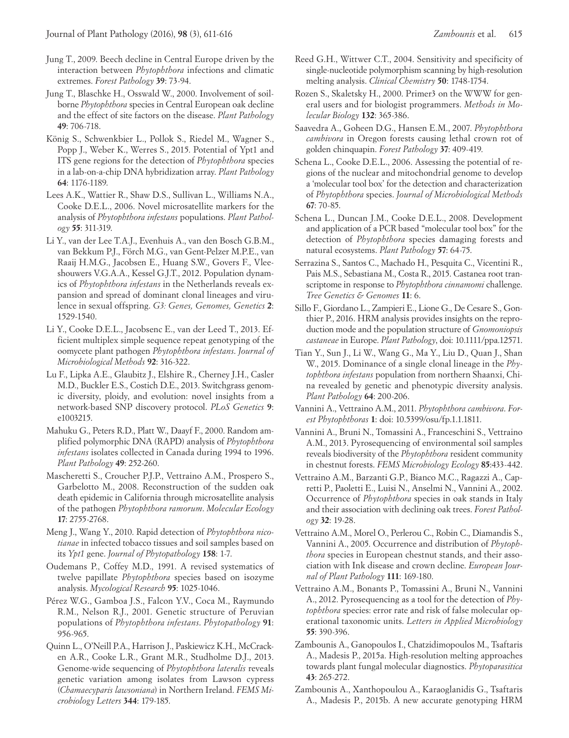Jung T., 2009. Beech decline in Central Europe driven by the interaction between *Phytophthora* infections and climatic extremes. *Forest Pathology* **39**: 73-94.

Jung T., Blaschke H., Osswald W., 2000. Involvement of soilborne *Phytophthora* species in Central European oak decline and the effect of site factors on the disease. *Plant Pathology* **49**: 706-718.

König S., Schwenkbier L., Pollok S., Riedel M., Wagner S., Popp J., Weber K., Werres S., 2015. Potential of Ypt1 and ITS gene regions for the detection of *Phytophthora* species in a lab-on-a-chip DNA hybridization array. *Plant Pathology* **64**: 1176-1189.

Lees A.K., Wattier R., Shaw D.S., Sullivan L., Williams N.A., Cooke D.E.L., 2006. Novel microsatellite markers for the analysis of *Phytophthora infestans* populations. *Plant Pathology* **55**: 311-319.

Li Y., van der Lee T.A.J., Evenhuis A., van den Bosch G.B.M., van Bekkum P.J., Förch M.G., van Gent-Pelzer M.P.E., van Raaij H.M.G., Jacobsen E., Huang S.W., Govers F., Vleeshouwers V.G.A.A., Kessel G.J.T., 2012. Population dynamics of *Phytophthora infestans* in the Netherlands reveals expansion and spread of dominant clonal lineages and virulence in sexual offspring. *G3: Genes, Genomes, Genetics* **2**: 1529-1540.

Li Y., Cooke D.E.L., Jacobsenc E., van der Leed T., 2013. Efficient multiplex simple sequence repeat genotyping of the oomycete plant pathogen *Phytophthora infestans*. *Journal of Microbiological Methods* **92**: 316-322.

Lu F., Lipka A.E., Glaubitz J., Elshire R., Cherney J.H., Casler M.D., Buckler E.S., Costich D.E., 2013. Switchgrass genomic diversity, ploidy, and evolution: novel insights from a network-based SNP discovery protocol. *PLoS Genetics* **9**: e1003215.

Mahuku G., Peters R.D., Platt W., Daayf F., 2000. Random amplified polymorphic DNA (RAPD) analysis of *Phytophthora infestans* isolates collected in Canada during 1994 to 1996. *Plant Pathology* **49**: 252-260.

Mascheretti S., Croucher P.J.P., Vettraino A.M., Prospero S., Garbelotto M., 2008. Reconstruction of the sudden oak death epidemic in California through microsatellite analysis of the pathogen *Phytophthora ramorum*. *Molecular Ecology* **17**: 2755-2768.

Meng J., Wang Y., 2010. Rapid detection of *Phytophthora nicotianae* in infected tobacco tissues and soil samples based on its *Ypt1* gene. *Journal of Phytopathology* **158**: 1-7.

Oudemans P., Coffey M.D., 1991. A revised systematics of twelve papillate *Phytophthora* species based on isozyme analysis. *Mycological Research* **95**: 1025-1046.

Pérez W.G., Gamboa J.S., Falcon Y.V., Coca M., Raymundo R.M., Nelson R.J., 2001. Genetic structure of Peruvian populations of *Phytophthora infestans*. *Phytopathology* **91**: 956-965.

Quinn L., O'Neill P.A., Harrison J., Paskiewicz K.H., McCracken A.R., Cooke L.R., Grant M.R., Studholme D.J., 2013. Genome-wide sequencing of *Phytophthora lateralis* reveals genetic variation among isolates from Lawson cypress (*Chamaecyparis lawsoniana*) in Northern Ireland. *FEMS Microbiology Letters* **344**: 179-185.

Reed G.H., Wittwer C.T., 2004. Sensitivity and specificity of single-nucleotide polymorphism scanning by high-resolution melting analysis. *Clinical Chemistry* **50**: 1748-1754.

Rozen S., Skaletsky H., 2000. Primer3 on the WWW for general users and for biologist programmers. *Methods in Molecular Biology* **132**: 365-386.

Saavedra A., Goheen D.G., Hansen E.M., 2007. *Phytophthora cambivora* in Oregon forests causing lethal crown rot of golden chinquapin. *Forest Pathology* **37**: 409-419.

Schena L., Cooke D.E.L., 2006. Assessing the potential of regions of the nuclear and mitochondrial genome to develop a 'molecular tool box' for the detection and characterization of *Phytophthora* species. *Journal of Microbiological Methods* **67**: 70-85.

Schena L., Duncan J.M., Cooke D.E.L., 2008. Development and application of a PCR based "molecular tool box" for the detection of *Phytophthora* species damaging forests and natural ecosystems. *Plant Pathology* **57**: 64-75.

Serrazina S., Santos C., Machado H., Pesquita C., Vicentini R., Pais M.S., Sebastiana M., Costa R., 2015. Castanea root transcriptome in response to *Phytophthora cinnamomi* challenge. *Tree Genetics & Genomes* **11**: 6.

Sillo F., Giordano L., Zampieri E., Lione G., De Cesare S., Gonthier P., 2016. HRM analysis provides insights on the reproduction mode and the population structure of *Gnomoniopsis castaneae* in Europe. *Plant Pathology*, doi: 10.1111/ppa.12571.

Tian Y., Sun J., Li W., Wang G., Ma Y., Liu D., Quan J., Shan W., 2015. Dominance of a single clonal lineage in the *Phytophthora infestans* population from northern Shaanxi, China revealed by genetic and phenotypic diversity analysis. *Plant Pathology* **64**: 200-206.

Vannini A., Vettraino A.M., 2011. *Phytophthora cambivora*. *Forest Phytophthoras* **1**: doi: 10.5399/osu/fp.1.1.1811.

Vannini A., Bruni N., Tomassini A., Franceschini S., Vettraino A.M., 2013. Pyrosequencing of environmental soil samples reveals biodiversity of the *Phytophthora* resident community in chestnut forests. *FEMS Microbiology Ecology* **85**:433-442.

Vettraino A.M., Barzanti G.P., Bianco M.C., Ragazzi A., Capretti P., Paoletti E., Luisi N., Anselmi N., Vannini A., 2002. Occurrence of *Phytophthora* species in oak stands in Italy and their association with declining oak trees. *Forest Pathology* **32**: 19-28.

Vettraino A.M., Morel O., Perlerou C., Robin C., Diamandis S., Vannini A., 2005. Occurrence and distribution of *Phytophthora* species in European chestnut stands, and their association with Ink disease and crown decline. *European Journal of Plant Pathology* **111**: 169-180.

Vettraino A.M., Bonants P., Tomassini A., Bruni N., Vannini A., 2012. Pyrosequencing as a tool for the detection of *Phytophthora* species: error rate and risk of false molecular operational taxonomic units. *Letters in Applied Microbiology* **55**: 390-396.

Zambounis A., Ganopoulos I., Chatzidimopoulos M., Tsaftaris A., Madesis P., 2015a. High-resolution melting approaches towards plant fungal molecular diagnostics. *Phytoparasitica* **43**: 265-272.

Zambounis A., Xanthopoulou A., Karaoglanidis G., Tsaftaris A., Madesis P., 2015b. A new accurate genotyping HRM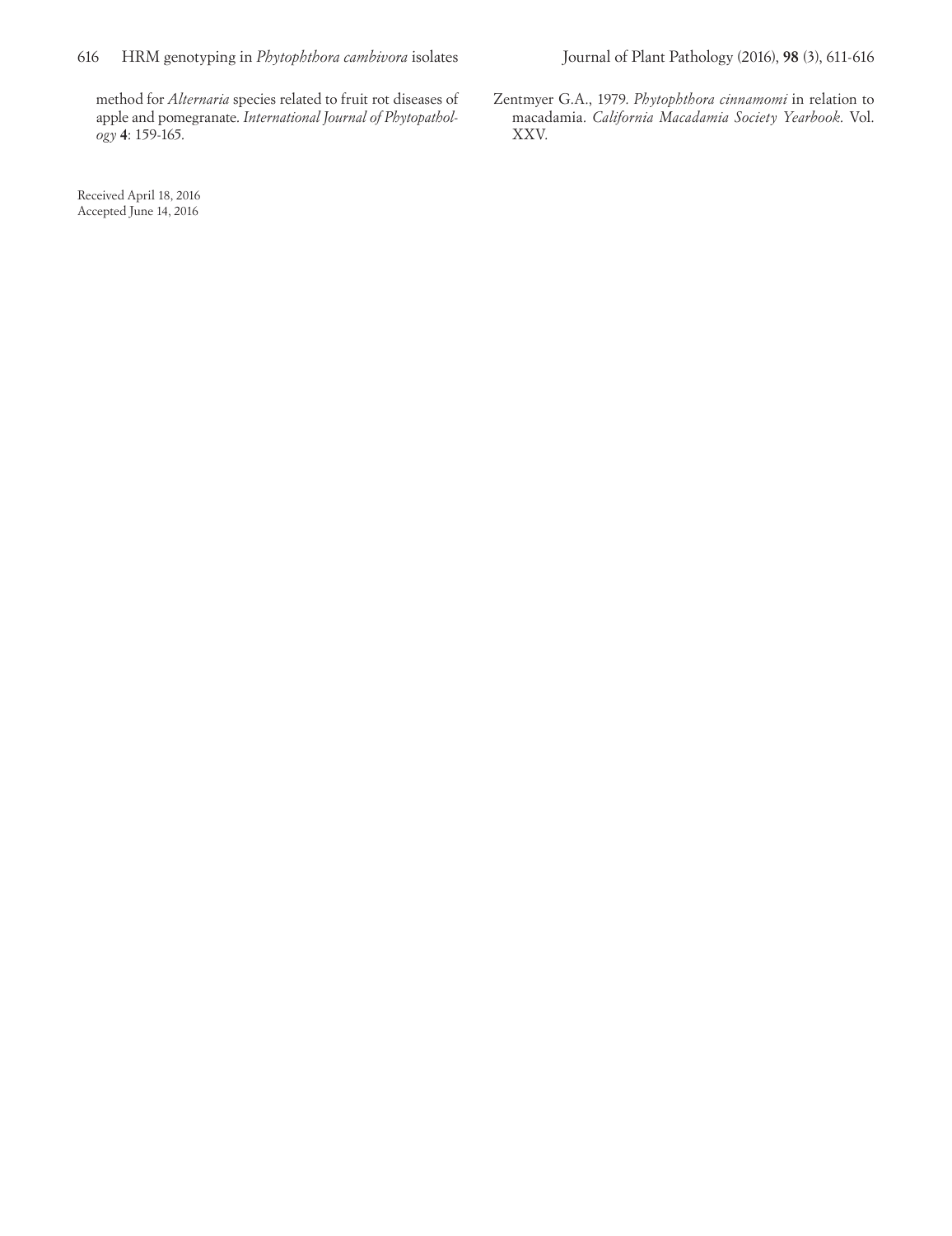method for *Alternaria* species related to fruit rot diseases of apple and pomegranate. *International Journal of Phytopathology* **4**: 159-165.

Zentmyer G.A., 1979. *Phytophthora cinnamomi* in relation to macadamia. *California Macadamia Society Yearbook*. Vol. XXV.

Received April 18, 2016
Accepted June 14, 2016